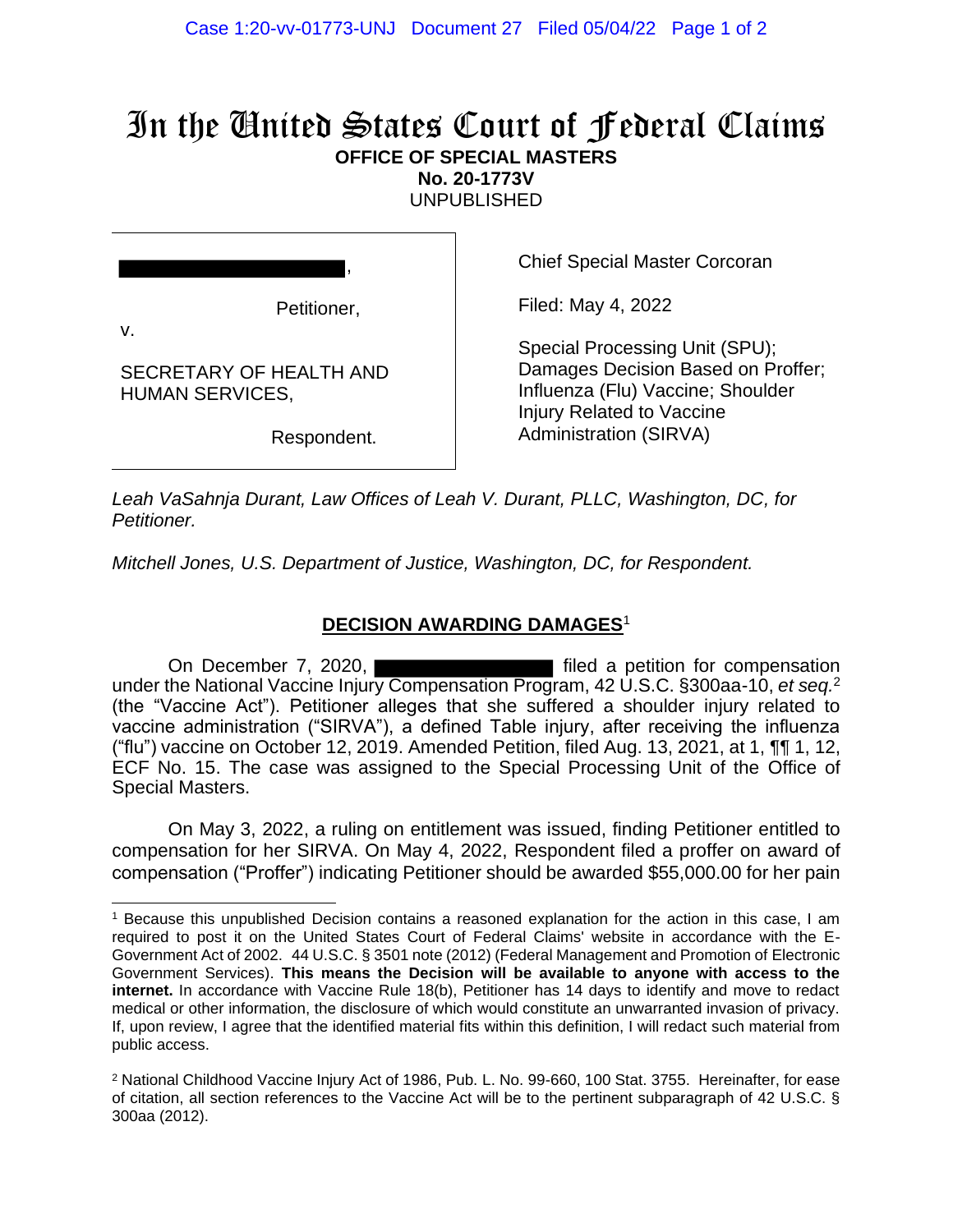# In the United States Court of Federal Claims

**OFFICE OF SPECIAL MASTERS**
**No. 20-1773V**
UNPUBLISHED

| | |
|---|---|
| ████████████████,<br><br>Petitioner,<br>v.<br><br>SECRETARY OF HEALTH AND HUMAN SERVICES,<br><br>Respondent. | Chief Special Master Corcoran<br><br>Filed: May 4, 2022<br><br>Special Processing Unit (SPU); Damages Decision Based on Proffer; Influenza (Flu) Vaccine; Shoulder Injury Related to Vaccine Administration (SIRVA) |

*Leah VaSahnja Durant, Law Offices of Leah V. Durant, PLLC, Washington, DC, for Petitioner.*

*Mitchell Jones, U.S. Department of Justice, Washington, DC, for Respondent.*

## DECISION AWARDING DAMAGES[1]

On December 7, 2020, ████████████ filed a petition for compensation under the National Vaccine Injury Compensation Program, 42 U.S.C. §300aa-10, *et seq.*[2] (the "Vaccine Act"). Petitioner alleges that she suffered a shoulder injury related to vaccine administration ("SIRVA"), a defined Table injury, after receiving the influenza ("flu") vaccine on October 12, 2019. Amended Petition, filed Aug. 13, 2021, at 1, ¶¶ 1, 12, ECF No. 15. The case was assigned to the Special Processing Unit of the Office of Special Masters.

On May 3, 2022, a ruling on entitlement was issued, finding Petitioner entitled to compensation for her SIRVA. On May 4, 2022, Respondent filed a proffer on award of compensation ("Proffer") indicating Petitioner should be awarded $55,000.00 for her pain

---

[1] Because this unpublished Decision contains a reasoned explanation for the action in this case, I am required to post it on the United States Court of Federal Claims' website in accordance with the E-Government Act of 2002. 44 U.S.C. § 3501 note (2012) (Federal Management and Promotion of Electronic Government Services). **This means the Decision will be available to anyone with access to the internet.** In accordance with Vaccine Rule 18(b), Petitioner has 14 days to identify and move to redact medical or other information, the disclosure of which would constitute an unwarranted invasion of privacy. If, upon review, I agree that the identified material fits within this definition, I will redact such material from public access.

[2] National Childhood Vaccine Injury Act of 1986, Pub. L. No. 99-660, 100 Stat. 3755. Hereinafter, for ease of citation, all section references to the Vaccine Act will be to the pertinent subparagraph of 42 U.S.C. § 300aa (2012).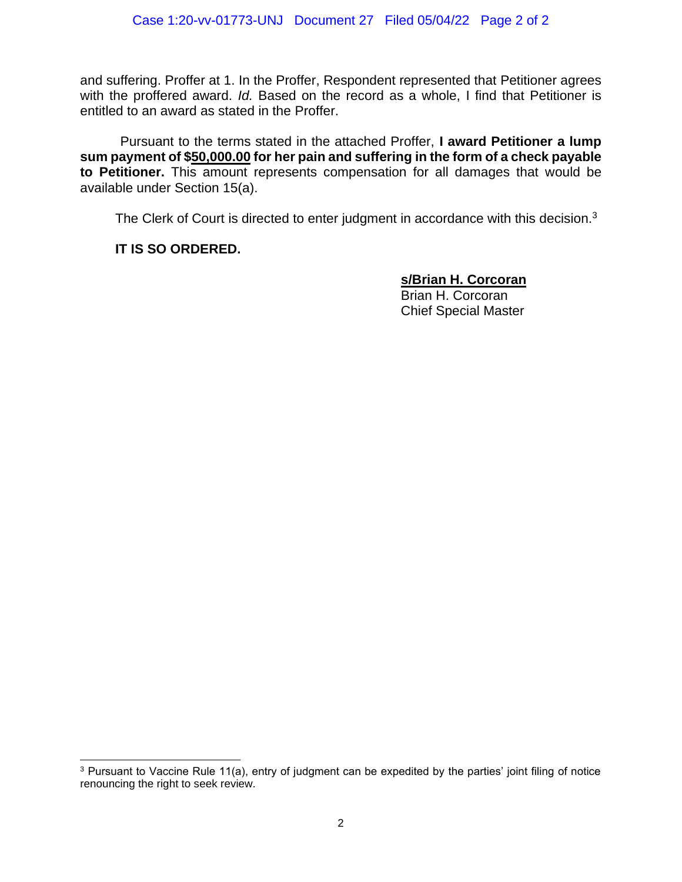and suffering. Proffer at 1. In the Proffer, Respondent represented that Petitioner agrees with the proffered award. *Id.* Based on the record as a whole, I find that Petitioner is entitled to an award as stated in the Proffer.

Pursuant to the terms stated in the attached Proffer, **I award Petitioner a lump sum payment of $50,000.00 for her pain and suffering in the form of a check payable to Petitioner.** This amount represents compensation for all damages that would be available under Section 15(a).

The Clerk of Court is directed to enter judgment in accordance with this decision.[3]

**IT IS SO ORDERED.**

**s/Brian H. Corcoran**
Brian H. Corcoran
Chief Special Master

[3] Pursuant to Vaccine Rule 11(a), entry of judgment can be expedited by the parties' joint filing of notice renouncing the right to seek review.